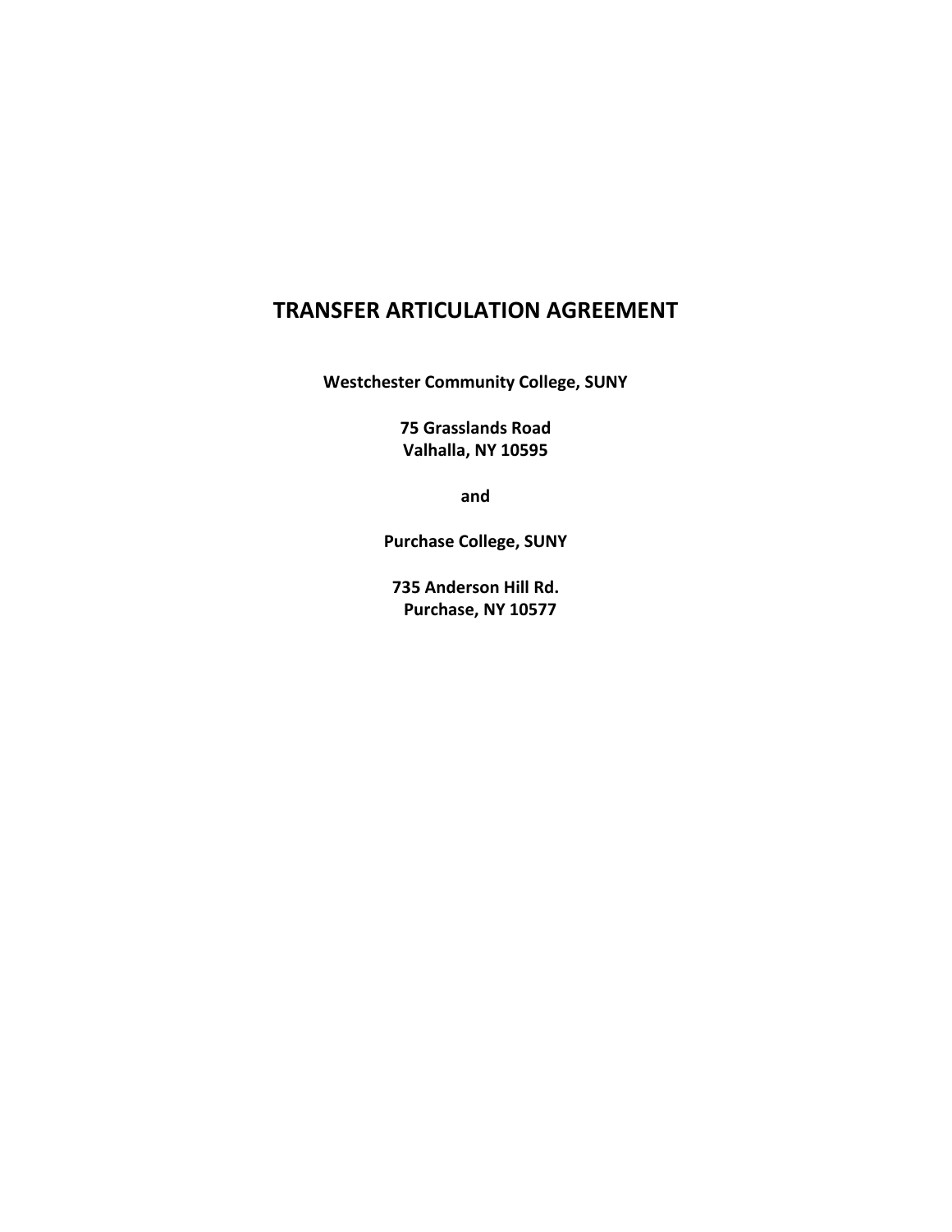# TRANSFER ARTICULATION AGREEMENT

**Westchester Community College, SUNY**

**75 Grasslands Road**
**Valhalla, NY 10595**

**and**

**Purchase College, SUNY**

**735 Anderson Hill Rd.**
**Purchase, NY 10577**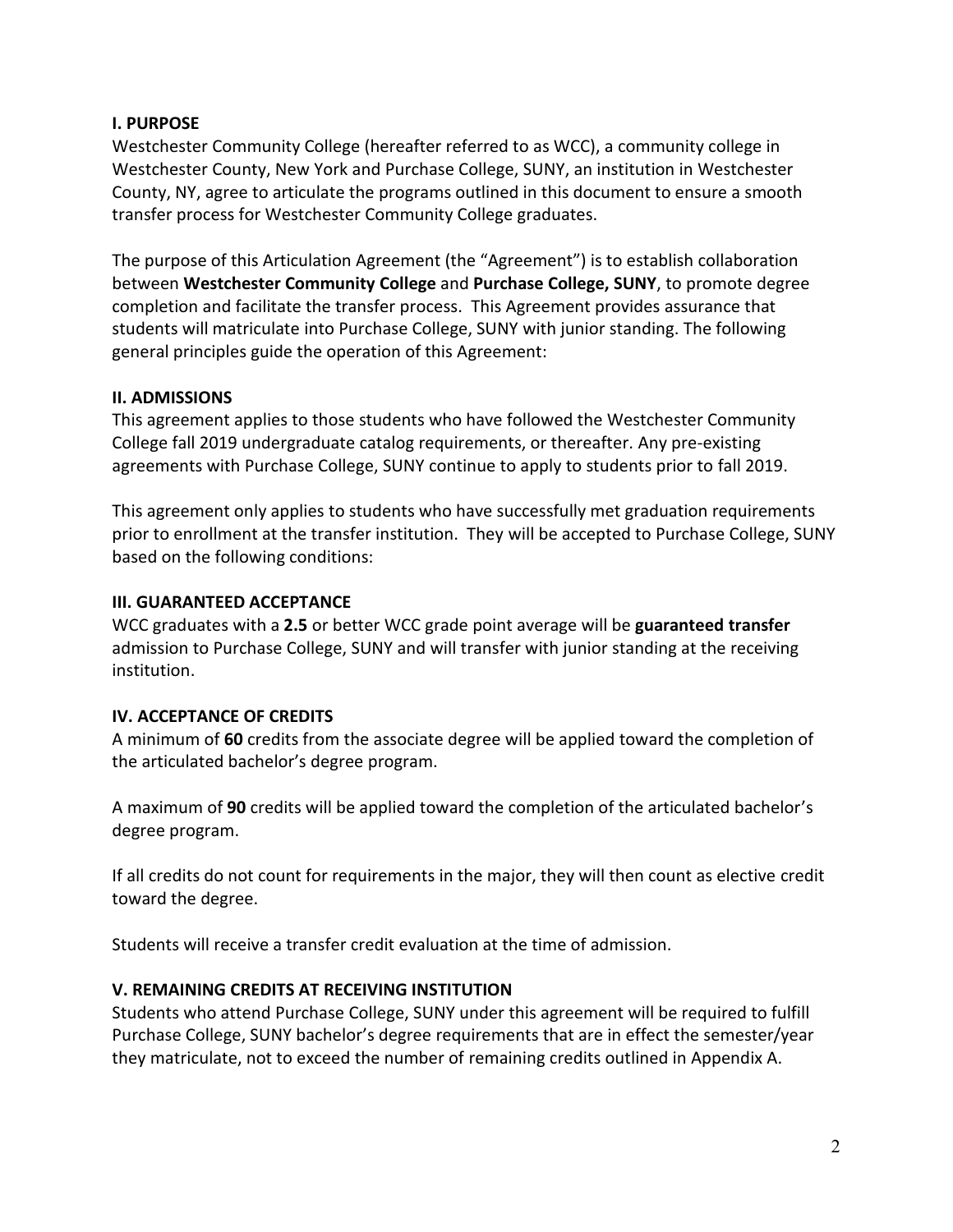**I. PURPOSE**

Westchester Community College (hereafter referred to as WCC), a community college in Westchester County, New York and Purchase College, SUNY, an institution in Westchester County, NY, agree to articulate the programs outlined in this document to ensure a smooth transfer process for Westchester Community College graduates.

The purpose of this Articulation Agreement (the "Agreement") is to establish collaboration between **Westchester Community College** and **Purchase College, SUNY**, to promote degree completion and facilitate the transfer process. This Agreement provides assurance that students will matriculate into Purchase College, SUNY with junior standing. The following general principles guide the operation of this Agreement:

**II. ADMISSIONS**

This agreement applies to those students who have followed the Westchester Community College fall 2019 undergraduate catalog requirements, or thereafter. Any pre-existing agreements with Purchase College, SUNY continue to apply to students prior to fall 2019.

This agreement only applies to students who have successfully met graduation requirements prior to enrollment at the transfer institution. They will be accepted to Purchase College, SUNY based on the following conditions:

**III. GUARANTEED ACCEPTANCE**

WCC graduates with a **2.5** or better WCC grade point average will be **guaranteed transfer** admission to Purchase College, SUNY and will transfer with junior standing at the receiving institution.

**IV. ACCEPTANCE OF CREDITS**

A minimum of **60** credits from the associate degree will be applied toward the completion of the articulated bachelor's degree program.

A maximum of **90** credits will be applied toward the completion of the articulated bachelor's degree program.

If all credits do not count for requirements in the major, they will then count as elective credit toward the degree.

Students will receive a transfer credit evaluation at the time of admission.

**V. REMAINING CREDITS AT RECEIVING INSTITUTION**

Students who attend Purchase College, SUNY under this agreement will be required to fulfill Purchase College, SUNY bachelor's degree requirements that are in effect the semester/year they matriculate, not to exceed the number of remaining credits outlined in Appendix A.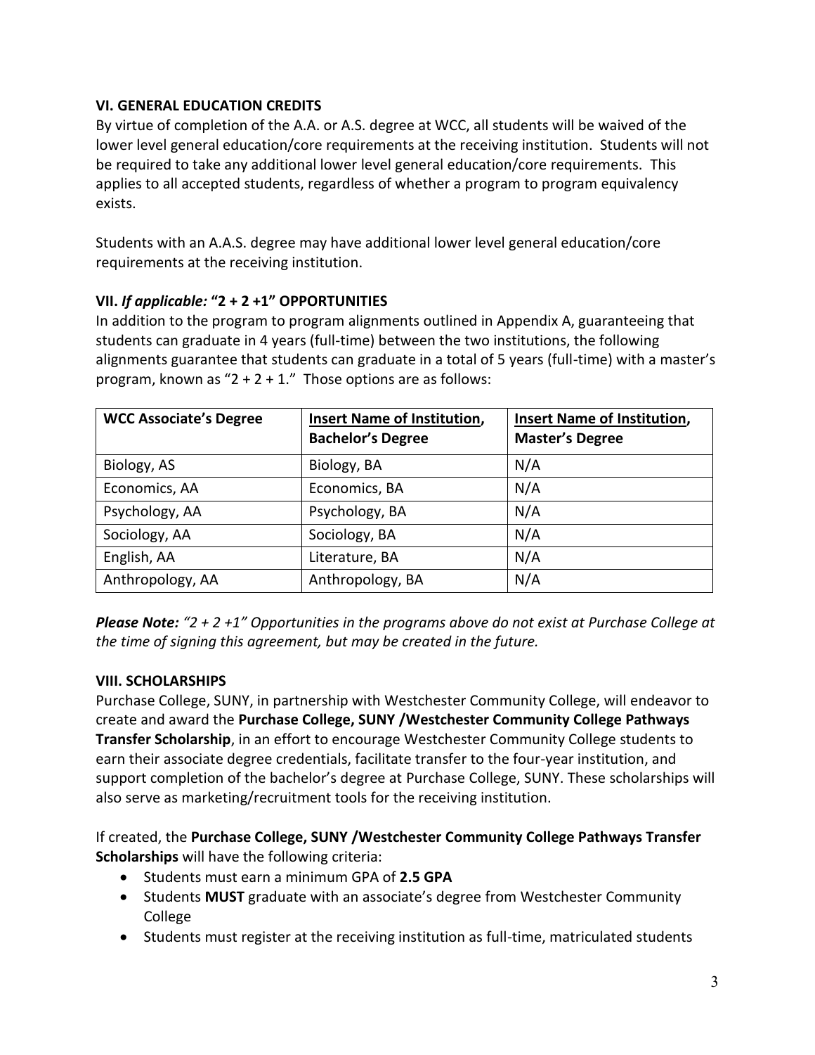### VI. GENERAL EDUCATION CREDITS

By virtue of completion of the A.A. or A.S. degree at WCC, all students will be waived of the lower level general education/core requirements at the receiving institution. Students will not be required to take any additional lower level general education/core requirements. This applies to all accepted students, regardless of whether a program to program equivalency exists.

Students with an A.A.S. degree may have additional lower level general education/core requirements at the receiving institution.

### VII. *If applicable:* "2 + 2 +1" OPPORTUNITIES

In addition to the program to program alignments outlined in Appendix A, guaranteeing that students can graduate in 4 years (full-time) between the two institutions, the following alignments guarantee that students can graduate in a total of 5 years (full-time) with a master's program, known as "2 + 2 + 1." Those options are as follows:

| WCC Associate's Degree | Insert Name of Institution, Bachelor's Degree | Insert Name of Institution, Master's Degree |
|---|---|---|
| Biology, AS | Biology, BA | N/A |
| Economics, AA | Economics, BA | N/A |
| Psychology, AA | Psychology, BA | N/A |
| Sociology, AA | Sociology, BA | N/A |
| English, AA | Literature, BA | N/A |
| Anthropology, AA | Anthropology, BA | N/A |

***Please Note:*** *"2 + 2 +1" Opportunities in the programs above do not exist at Purchase College at the time of signing this agreement, but may be created in the future.*

### VIII. SCHOLARSHIPS

Purchase College, SUNY, in partnership with Westchester Community College, will endeavor to create and award the **Purchase College, SUNY /Westchester Community College Pathways Transfer Scholarship**, in an effort to encourage Westchester Community College students to earn their associate degree credentials, facilitate transfer to the four-year institution, and support completion of the bachelor's degree at Purchase College, SUNY. These scholarships will also serve as marketing/recruitment tools for the receiving institution.

If created, the **Purchase College, SUNY /Westchester Community College Pathways Transfer Scholarships** will have the following criteria:

- Students must earn a minimum GPA of **2.5 GPA**
- Students **MUST** graduate with an associate's degree from Westchester Community College
- Students must register at the receiving institution as full-time, matriculated students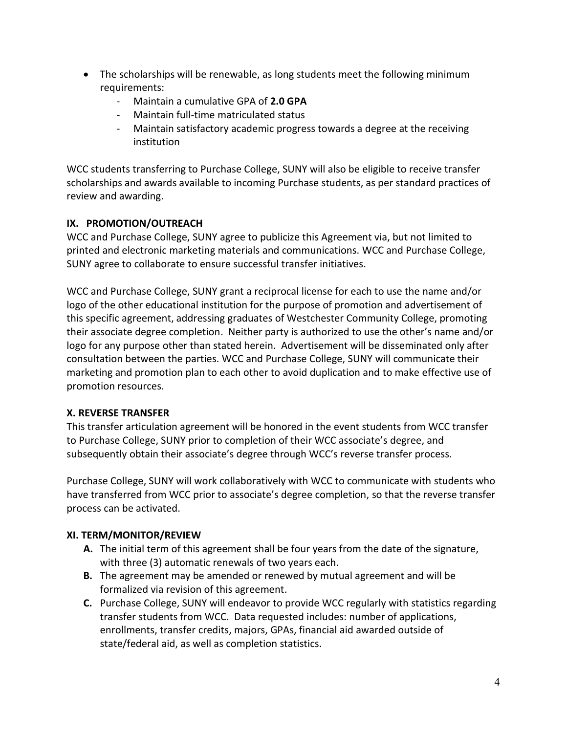- The scholarships will be renewable, as long students meet the following minimum requirements:
    - Maintain a cumulative GPA of **2.0 GPA**
    - Maintain full-time matriculated status
    - Maintain satisfactory academic progress towards a degree at the receiving institution

WCC students transferring to Purchase College, SUNY will also be eligible to receive transfer scholarships and awards available to incoming Purchase students, as per standard practices of review and awarding.

## IX. PROMOTION/OUTREACH

WCC and Purchase College, SUNY agree to publicize this Agreement via, but not limited to printed and electronic marketing materials and communications. WCC and Purchase College, SUNY agree to collaborate to ensure successful transfer initiatives.

WCC and Purchase College, SUNY grant a reciprocal license for each to use the name and/or logo of the other educational institution for the purpose of promotion and advertisement of this specific agreement, addressing graduates of Westchester Community College, promoting their associate degree completion. Neither party is authorized to use the other's name and/or logo for any purpose other than stated herein. Advertisement will be disseminated only after consultation between the parties. WCC and Purchase College, SUNY will communicate their marketing and promotion plan to each other to avoid duplication and to make effective use of promotion resources.

## X. REVERSE TRANSFER

This transfer articulation agreement will be honored in the event students from WCC transfer to Purchase College, SUNY prior to completion of their WCC associate's degree, and subsequently obtain their associate's degree through WCC's reverse transfer process.

Purchase College, SUNY will work collaboratively with WCC to communicate with students who have transferred from WCC prior to associate's degree completion, so that the reverse transfer process can be activated.

## XI. TERM/MONITOR/REVIEW

**A.** The initial term of this agreement shall be four years from the date of the signature, with three (3) automatic renewals of two years each.

**B.** The agreement may be amended or renewed by mutual agreement and will be formalized via revision of this agreement.

**C.** Purchase College, SUNY will endeavor to provide WCC regularly with statistics regarding transfer students from WCC. Data requested includes: number of applications, enrollments, transfer credits, majors, GPAs, financial aid awarded outside of state/federal aid, as well as completion statistics.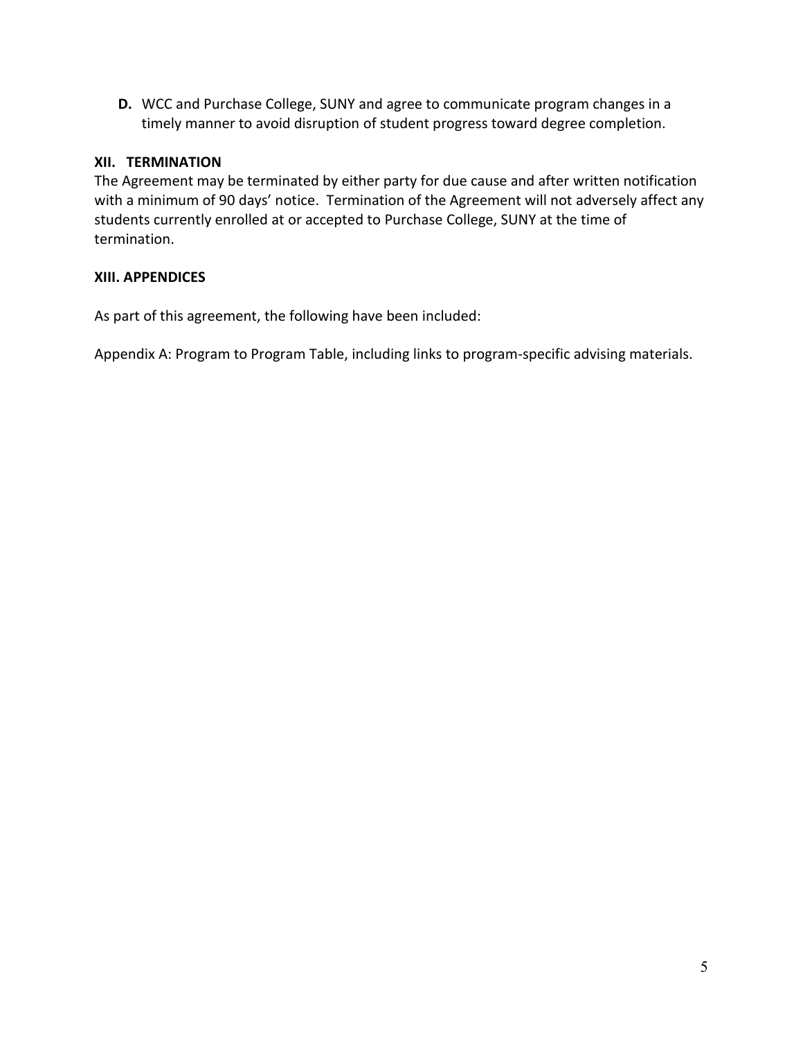**D.** WCC and Purchase College, SUNY and agree to communicate program changes in a timely manner to avoid disruption of student progress toward degree completion.

## XII. TERMINATION

The Agreement may be terminated by either party for due cause and after written notification with a minimum of 90 days' notice. Termination of the Agreement will not adversely affect any students currently enrolled at or accepted to Purchase College, SUNY at the time of termination.

## XIII. APPENDICES

As part of this agreement, the following have been included:

Appendix A: Program to Program Table, including links to program-specific advising materials.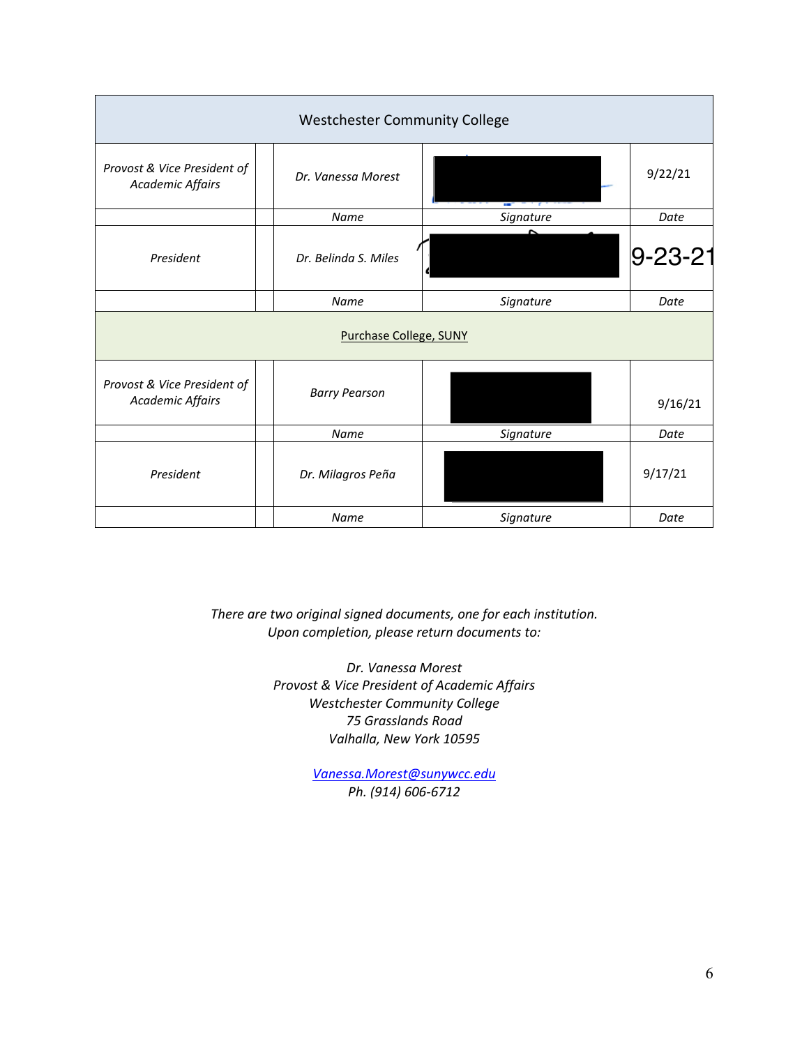| Westchester Community College | | | | |
|---|---|---|---|---|
| *Provost & Vice President of Academic Affairs* | | *Dr. Vanessa Morest* | | 9/22/21 |
| | | *Name* | *Signature* | *Date* |
| *President* | | *Dr. Belinda S. Miles* | | 9-23-21 |
| | | *Name* | *Signature* | *Date* |
| Purchase College, SUNY | | | | |
| *Provost & Vice President of Academic Affairs* | | *Barry Pearson* | | 9/16/21 |
| | | *Name* | *Signature* | *Date* |
| *President* | | *Dr. Milagros Peña* | | 9/17/21 |
| | | *Name* | *Signature* | *Date* |

*There are two original signed documents, one for each institution.*
*Upon completion, please return documents to:*

*Dr. Vanessa Morest*
*Provost & Vice President of Academic Affairs*
*Westchester Community College*
*75 Grasslands Road*
*Valhalla, New York 10595*

*Vanessa.Morest@sunywcc.edu*
*Ph. (914) 606-6712*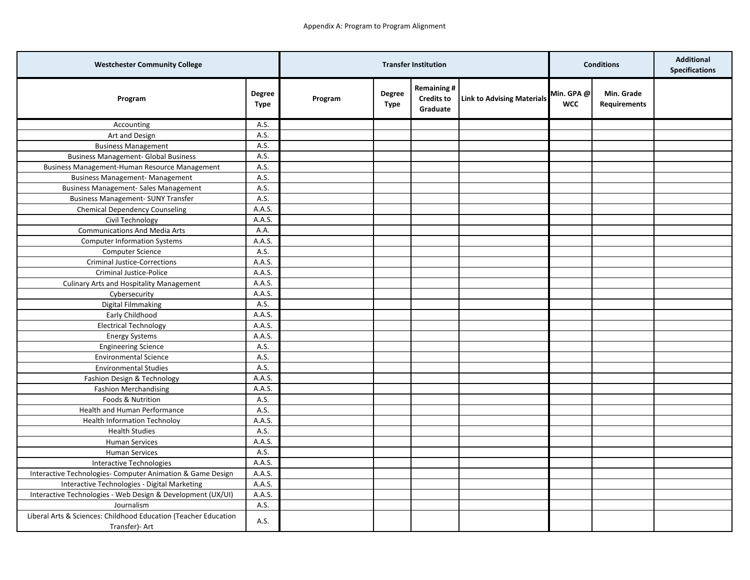Appendix A: Program to Program Alignment

| Westchester Community College | | Transfer Institution | | | | Conditions | | Additional Specifications |
|---|---|---|---|---|---|---|---|---|
| **Program** | **Degree Type** | **Program** | **Degree Type** | **Remaining # Credits to Graduate** | **Link to Advising Materials** | **Min. GPA @ WCC** | **Min. Grade Requirements** | |
| Accounting | A.S. | | | | | | | |
| Art and Design | A.S. | | | | | | | |
| Business Management | A.S. | | | | | | | |
| Business Management- Global Business | A.S. | | | | | | | |
| Business Management-Human Resource Management | A.S. | | | | | | | |
| Business Management- Management | A.S. | | | | | | | |
| Business Management- Sales Management | A.S. | | | | | | | |
| Business Management- SUNY Transfer | A.S. | | | | | | | |
| Chemical Dependency Counseling | A.A.S. | | | | | | | |
| Civil Technology | A.A.S. | | | | | | | |
| Communications And Media Arts | A.A. | | | | | | | |
| Computer Information Systems | A.A.S. | | | | | | | |
| Computer Science | A.S. | | | | | | | |
| Criminal Justice-Corrections | A.A.S. | | | | | | | |
| Criminal Justice-Police | A.A.S. | | | | | | | |
| Culinary Arts and Hospitality Management | A.A.S. | | | | | | | |
| Cybersecurity | A.A.S. | | | | | | | |
| Digital Filmmaking | A.S. | | | | | | | |
| Early Childhood | A.A.S. | | | | | | | |
| Electrical Technology | A.A.S. | | | | | | | |
| Energy Systems | A.A.S. | | | | | | | |
| Engineering Science | A.S. | | | | | | | |
| Environmental Science | A.S. | | | | | | | |
| Environmental Studies | A.S. | | | | | | | |
| Fashion Design & Technology | A.A.S. | | | | | | | |
| Fashion Merchandising | A.A.S. | | | | | | | |
| Foods & Nutrition | A.S. | | | | | | | |
| Health and Human Performance | A.S. | | | | | | | |
| Health Information Technoloy | A.A.S. | | | | | | | |
| Health Studies | A.S. | | | | | | | |
| Human Services | A.A.S. | | | | | | | |
| Human Services | A.S. | | | | | | | |
| Interactive Technologies | A.A.S. | | | | | | | |
| Interactive Technologies- Computer Animation & Game Design | A.A.S. | | | | | | | |
| Interactive Technologies - Digital Marketing | A.A.S. | | | | | | | |
| Interactive Technologies - Web Design & Development (UX/UI) | A.A.S. | | | | | | | |
| Journalism | A.S. | | | | | | | |
| Liberal Arts & Sciences: Childhood Education (Teacher Education Transfer)- Art | A.S. | | | | | | | |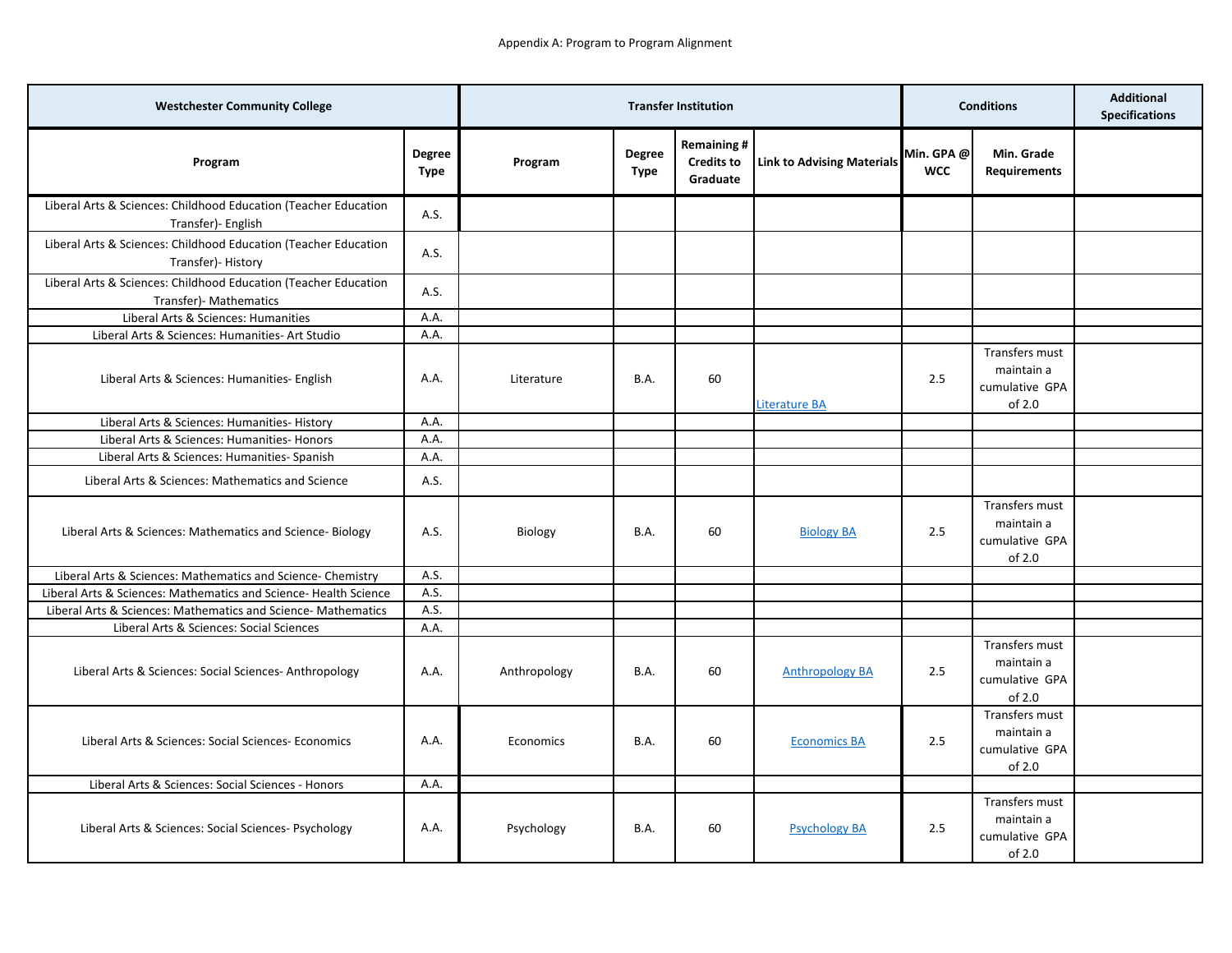Appendix A: Program to Program Alignment

| Westchester Community College | | Transfer Institution | | | | Conditions | | Additional Specifications |
|---|---|---|---|---|---|---|---|---|
| Program | Degree Type | Program | Degree Type | Remaining # Credits to Graduate | Link to Advising Materials | Min. GPA @ WCC | Min. Grade Requirements | |
| Liberal Arts & Sciences: Childhood Education (Teacher Education Transfer)- English | A.S. | | | | | | | |
| Liberal Arts & Sciences: Childhood Education (Teacher Education Transfer)- History | A.S. | | | | | | | |
| Liberal Arts & Sciences: Childhood Education (Teacher Education Transfer)- Mathematics | A.S. | | | | | | | |
| Liberal Arts & Sciences: Humanities | A.A. | | | | | | | |
| Liberal Arts & Sciences: Humanities- Art Studio | A.A. | | | | | | | |
| Liberal Arts & Sciences: Humanities- English | A.A. | Literature | B.A. | 60 | Literature BA | 2.5 | Transfers must maintain a cumulative GPA of 2.0 | |
| Liberal Arts & Sciences: Humanities- History | A.A. | | | | | | | |
| Liberal Arts & Sciences: Humanities- Honors | A.A. | | | | | | | |
| Liberal Arts & Sciences: Humanities- Spanish | A.A. | | | | | | | |
| Liberal Arts & Sciences: Mathematics and Science | A.S. | | | | | | | |
| Liberal Arts & Sciences: Mathematics and Science- Biology | A.S. | Biology | B.A. | 60 | Biology BA | 2.5 | Transfers must maintain a cumulative GPA of 2.0 | |
| Liberal Arts & Sciences: Mathematics and Science- Chemistry | A.S. | | | | | | | |
| Liberal Arts & Sciences: Mathematics and Science- Health Science | A.S. | | | | | | | |
| Liberal Arts & Sciences: Mathematics and Science- Mathematics | A.S. | | | | | | | |
| Liberal Arts & Sciences: Social Sciences | A.A. | | | | | | | |
| Liberal Arts & Sciences: Social Sciences- Anthropology | A.A. | Anthropology | B.A. | 60 | Anthropology BA | 2.5 | Transfers must maintain a cumulative GPA of 2.0 | |
| Liberal Arts & Sciences: Social Sciences- Economics | A.A. | Economics | B.A. | 60 | Economics BA | 2.5 | Transfers must maintain a cumulative GPA of 2.0 | |
| Liberal Arts & Sciences: Social Sciences - Honors | A.A. | | | | | | | |
| Liberal Arts & Sciences: Social Sciences- Psychology | A.A. | Psychology | B.A. | 60 | Psychology BA | 2.5 | Transfers must maintain a cumulative GPA of 2.0 | |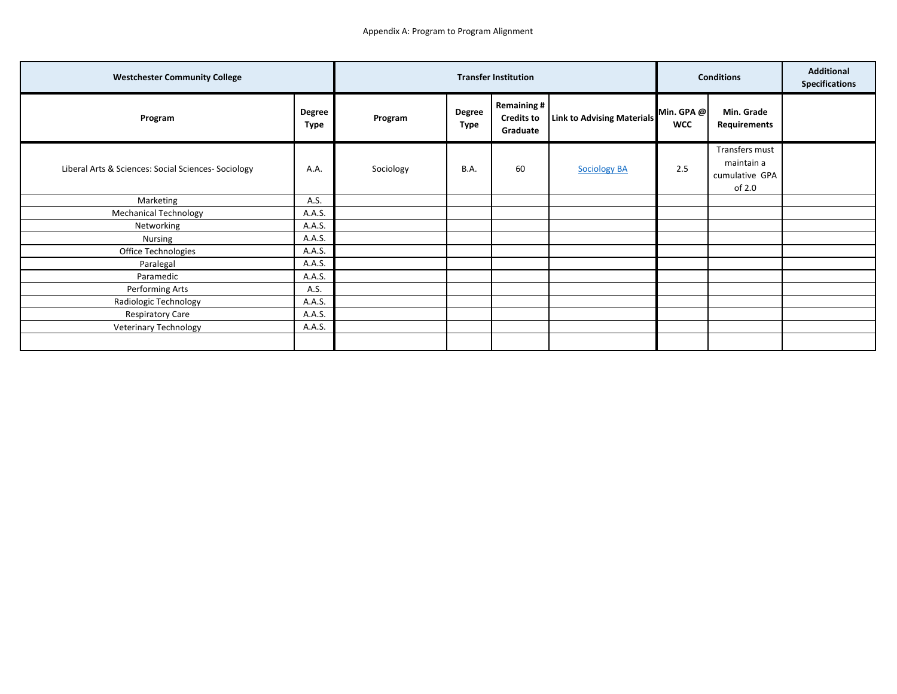Appendix A: Program to Program Alignment

| Westchester Community College | | Transfer Institution | | | | Conditions | | Additional Specifications |
|---|---|---|---|---|---|---|---|---|
| **Program** | **Degree Type** | **Program** | **Degree Type** | **Remaining # Credits to Graduate** | **Link to Advising Materials** | **Min. GPA @ WCC** | **Min. Grade Requirements** | |
| Liberal Arts & Sciences: Social Sciences- Sociology | A.A. | Sociology | B.A. | 60 | Sociology BA | 2.5 | Transfers must maintain a cumulative GPA of 2.0 | |
| Marketing | A.S. | | | | | | | |
| Mechanical Technology | A.A.S. | | | | | | | |
| Networking | A.A.S. | | | | | | | |
| Nursing | A.A.S. | | | | | | | |
| Office Technologies | A.A.S. | | | | | | | |
| Paralegal | A.A.S. | | | | | | | |
| Paramedic | A.A.S. | | | | | | | |
| Performing Arts | A.S. | | | | | | | |
| Radiologic Technology | A.A.S. | | | | | | | |
| Respiratory Care | A.A.S. | | | | | | | |
| Veterinary Technology | A.A.S. | | | | | | | |
| | | | | | | | | |